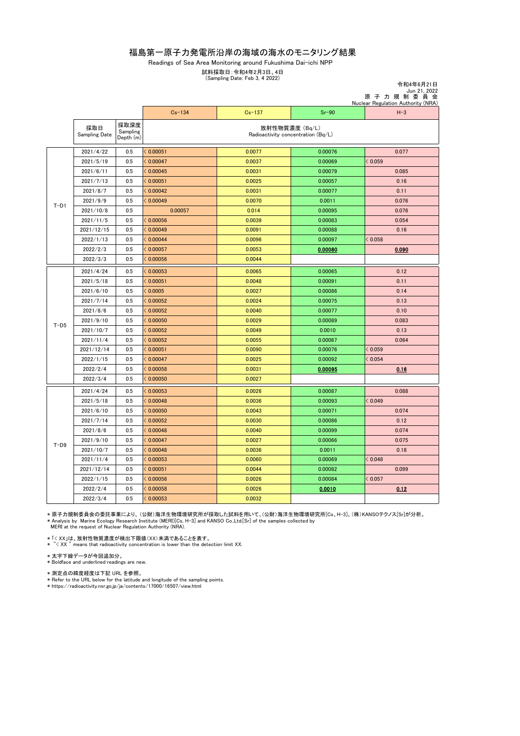# 福島第一原子力発電所沿岸の海域の海水のモニタリング結果

Readings of Sea Area Monitoring around Fukushima Dai-ichi NPP

試料採取日：令和4年2月3日、4日
(Sampling Date: Feb 3, 4 2022)

令和4年6月21日
Jun 21, 2022
原子力規制委員会
Nuclear Regulation Authority (NRA)

| | 採取日 Sampling Date | 採取深度 Sampling Depth (m) | Cs-134 | Cs-137 | Sr-90 | H-3 |
|---|---|---|---|---|---|---|
| | | | 放射性物質濃度 (Bq/L) Radioactivity concentration (Bq/L) | | | |
| T-D1 | 2021/4/22 | 0.5 | < 0.00051 | 0.0077 | 0.00076 | 0.077 |
| | 2021/5/19 | 0.5 | < 0.00047 | 0.0037 | 0.00069 | < 0.059 |
| | 2021/6/11 | 0.5 | < 0.00045 | 0.0031 | 0.00079 | 0.085 |
| | 2021/7/13 | 0.5 | < 0.00051 | 0.0025 | 0.00057 | 0.16 |
| | 2021/8/7 | 0.5 | < 0.00042 | 0.0031 | 0.00077 | 0.11 |
| | 2021/9/9 | 0.5 | < 0.00049 | 0.0070 | 0.0011 | 0.076 |
| | 2021/10/8 | 0.5 | 0.00057 | 0.014 | 0.00095 | 0.076 |
| | 2021/11/5 | 0.5 | < 0.00056 | 0.0039 | 0.00083 | 0.054 |
| | 2021/12/15 | 0.5 | < 0.00049 | 0.0091 | 0.00088 | 0.16 |
| | 2022/1/13 | 0.5 | < 0.00044 | 0.0096 | 0.00097 | < 0.058 |
| | 2022/2/3 | 0.5 | < 0.00057 | 0.0053 | **<u>0.00080</u>** | **<u>0.090</u>** |
| | 2022/3/3 | 0.5 | < 0.00056 | 0.0044 | | |
| T-D5 | 2021/4/24 | 0.5 | < 0.00053 | 0.0065 | 0.00065 | 0.12 |
| | 2021/5/18 | 0.5 | < 0.00051 | 0.0048 | 0.00091 | 0.11 |
| | 2021/6/10 | 0.5 | < 0.0005 | 0.0027 | 0.00086 | 0.14 |
| | 2021/7/14 | 0.5 | < 0.00052 | 0.0024 | 0.00075 | 0.13 |
| | 2021/8/6 | 0.5 | < 0.00052 | 0.0040 | 0.00077 | 0.10 |
| | 2021/9/10 | 0.5 | < 0.00050 | 0.0029 | 0.00089 | 0.083 |
| | 2021/10/7 | 0.5 | < 0.00052 | 0.0049 | 0.0010 | 0.13 |
| | 2021/11/4 | 0.5 | < 0.00052 | 0.0055 | 0.00067 | 0.064 |
| | 2021/12/14 | 0.5 | < 0.00051 | 0.0090 | 0.00076 | < 0.059 |
| | 2022/1/15 | 0.5 | < 0.00047 | 0.0025 | 0.00092 | < 0.054 |
| | 2022/2/4 | 0.5 | < 0.00058 | 0.0031 | **<u>0.00095</u>** | **<u>0.16</u>** |
| | 2022/3/4 | 0.5 | < 0.00050 | 0.0027 | | |
| T-D9 | 2021/4/24 | 0.5 | < 0.00053 | 0.0026 | 0.00087 | 0.088 |
| | 2021/5/18 | 0.5 | < 0.00048 | 0.0036 | 0.00093 | < 0.049 |
| | 2021/6/10 | 0.5 | < 0.00050 | 0.0043 | 0.00071 | 0.074 |
| | 2021/7/14 | 0.5 | < 0.00052 | 0.0030 | 0.00086 | 0.12 |
| | 2021/8/6 | 0.5 | < 0.00048 | 0.0040 | 0.00099 | 0.074 |
| | 2021/9/10 | 0.5 | < 0.00047 | 0.0027 | 0.00066 | 0.075 |
| | 2021/10/7 | 0.5 | < 0.00048 | 0.0036 | 0.0011 | 0.18 |
| | 2021/11/4 | 0.5 | < 0.00053 | 0.0060 | 0.00069 | < 0.048 |
| | 2021/12/14 | 0.5 | < 0.00051 | 0.0044 | 0.00082 | 0.099 |
| | 2022/1/15 | 0.5 | < 0.00056 | 0.0026 | 0.00084 | < 0.057 |
| | 2022/2/4 | 0.5 | < 0.00058 | 0.0026 | **<u>0.0010</u>** | **<u>0.12</u>** |
| | 2022/3/4 | 0.5 | < 0.00053 | 0.0032 | | |

* 原子力規制委員会の委託事業により、(公財)海洋生物環境研究所が採取した試料を用いて、(公財)海洋生物環境研究所[Cs、H-3]、(株)KANSOテクノス[Sr]が分析。
* Analysis by Marine Ecology Research Institute (MERI)[Cs, H-3] and KANSO Co.,Ltd.[Sr] of the samples collected by MERI at the request of Nuclear Regulation Authority (NRA).

* 「< XX」は、放射性物質濃度が検出下限値(XX)未満であることを表す。
* "< XX " means that radioactivity concentration is lower than the detection limit XX.

* 太字下線データが今回追加分。
* Boldface and underlined readings are new.

* 測定点の緯度経度は下記 URL を参照。
* Refer to the URL below for the latitude and longitude of the sampling points.
* https://radioactivity.nsr.go.jp/ja/contents/17000/16507/view.html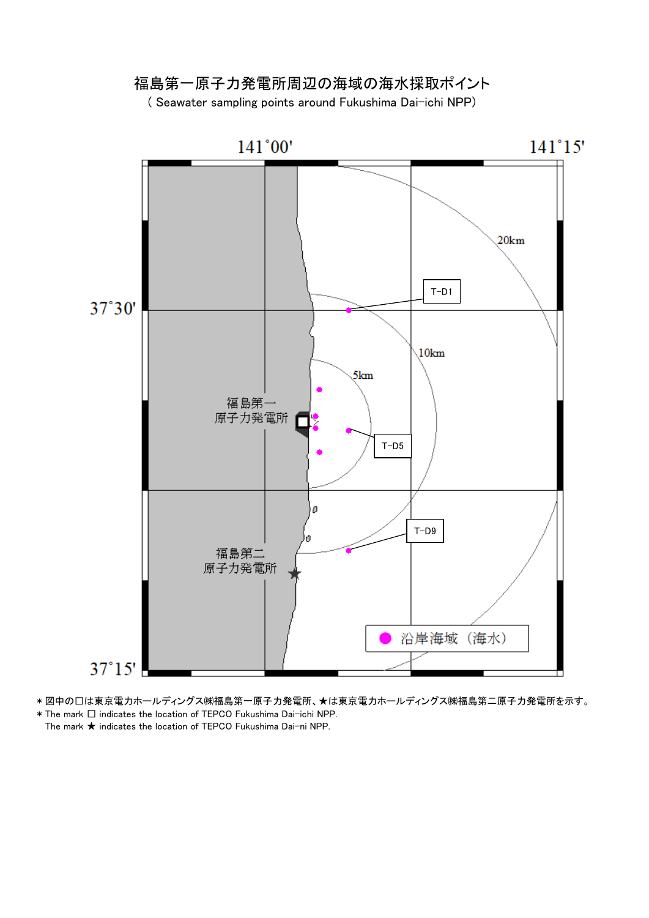# 福島第一原子力発電所周辺の海域の海水採取ポイント

( Seawater sampling points around Fukushima Dai-ichi NPP)

141°00'

141°15'

37°30'

37°15'

20km

10km

5km

T-D1

T-D5

T-D9

福島第一
原子力発電所

福島第二
原子力発電所

● 沿岸海域（海水）

＊図中の□は東京電力ホールディングス㈱福島第一原子力発電所、★は東京電力ホールディングス㈱福島第二原子力発電所を示す。

＊The mark □ indicates the location of TEPCO Fukushima Dai-ichi NPP.
The mark ★ indicates the location of TEPCO Fukushima Dai-ni NPP.